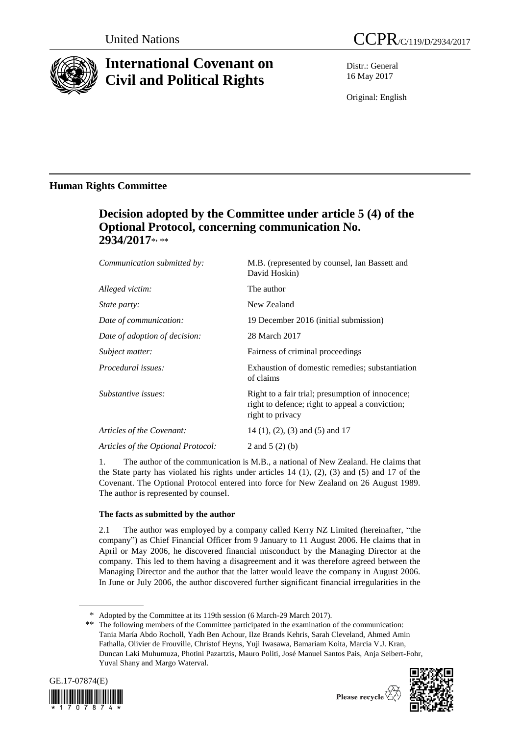United Nations

CCPR/C/119/D/2934/2017

# International Covenant on Civil and Political Rights

Distr.: General
16 May 2017

Original: English

## Human Rights Committee

### Decision adopted by the Committee under article 5 (4) of the Optional Protocol, concerning communication No. 2934/2017*, **

| | |
|---|---|
| *Communication submitted by:* | M.B. (represented by counsel, Ian Bassett and David Hoskin) |
| *Alleged victim:* | The author |
| *State party:* | New Zealand |
| *Date of communication:* | 19 December 2016 (initial submission) |
| *Date of adoption of decision:* | 28 March 2017 |
| *Subject matter:* | Fairness of criminal proceedings |
| *Procedural issues:* | Exhaustion of domestic remedies; substantiation of claims |
| *Substantive issues:* | Right to a fair trial; presumption of innocence; right to defence; right to appeal a conviction; right to privacy |
| *Articles of the Covenant:* | 14 (1), (2), (3) and (5) and 17 |
| *Articles of the Optional Protocol:* | 2 and 5 (2) (b) |

1. The author of the communication is M.B., a national of New Zealand. He claims that the State party has violated his rights under articles 14 (1), (2), (3) and (5) and 17 of the Covenant. The Optional Protocol entered into force for New Zealand on 26 August 1989. The author is represented by counsel.

**The facts as submitted by the author**

2.1 The author was employed by a company called Kerry NZ Limited (hereinafter, "the company") as Chief Financial Officer from 9 January to 11 August 2006. He claims that in April or May 2006, he discovered financial misconduct by the Managing Director at the company. This led to them having a disagreement and it was therefore agreed between the Managing Director and the author that the latter would leave the company in August 2006. In June or July 2006, the author discovered further significant financial irregularities in the

\* Adopted by the Committee at its 119th session (6 March-29 March 2017).

\*\* The following members of the Committee participated in the examination of the communication: Tania María Abdo Rocholl, Yadh Ben Achour, Ilze Brands Kehris, Sarah Cleveland, Ahmed Amin Fathalla, Olivier de Frouville, Christof Heyns, Yuji Iwasawa, Bamariam Koita, Marcia V.J. Kran, Duncan Laki Muhumuza, Photini Pazartzis, Mauro Politi, José Manuel Santos Pais, Anja Seibert-Fohr, Yuval Shany and Margo Waterval.

GE.17-07874(E)

Please recycle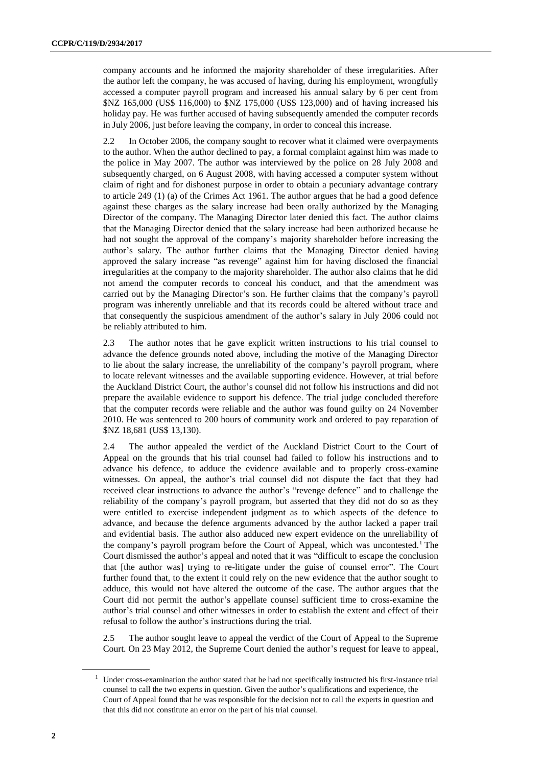company accounts and he informed the majority shareholder of these irregularities. After the author left the company, he was accused of having, during his employment, wrongfully accessed a computer payroll program and increased his annual salary by 6 per cent from $NZ 165,000 (US$ 116,000) to $NZ 175,000 (US$ 123,000) and of having increased his holiday pay. He was further accused of having subsequently amended the computer records in July 2006, just before leaving the company, in order to conceal this increase.

2.2 In October 2006, the company sought to recover what it claimed were overpayments to the author. When the author declined to pay, a formal complaint against him was made to the police in May 2007. The author was interviewed by the police on 28 July 2008 and subsequently charged, on 6 August 2008, with having accessed a computer system without claim of right and for dishonest purpose in order to obtain a pecuniary advantage contrary to article 249 (1) (a) of the Crimes Act 1961. The author argues that he had a good defence against these charges as the salary increase had been orally authorized by the Managing Director of the company. The Managing Director later denied this fact. The author claims that the Managing Director denied that the salary increase had been authorized because he had not sought the approval of the company's majority shareholder before increasing the author's salary. The author further claims that the Managing Director denied having approved the salary increase "as revenge" against him for having disclosed the financial irregularities at the company to the majority shareholder. The author also claims that he did not amend the computer records to conceal his conduct, and that the amendment was carried out by the Managing Director's son. He further claims that the company's payroll program was inherently unreliable and that its records could be altered without trace and that consequently the suspicious amendment of the author's salary in July 2006 could not be reliably attributed to him.

2.3 The author notes that he gave explicit written instructions to his trial counsel to advance the defence grounds noted above, including the motive of the Managing Director to lie about the salary increase, the unreliability of the company's payroll program, where to locate relevant witnesses and the available supporting evidence. However, at trial before the Auckland District Court, the author's counsel did not follow his instructions and did not prepare the available evidence to support his defence. The trial judge concluded therefore that the computer records were reliable and the author was found guilty on 24 November 2010. He was sentenced to 200 hours of community work and ordered to pay reparation of $NZ 18,681 (US$ 13,130).

2.4 The author appealed the verdict of the Auckland District Court to the Court of Appeal on the grounds that his trial counsel had failed to follow his instructions and to advance his defence, to adduce the evidence available and to properly cross-examine witnesses. On appeal, the author's trial counsel did not dispute the fact that they had received clear instructions to advance the author's "revenge defence" and to challenge the reliability of the company's payroll program, but asserted that they did not do so as they were entitled to exercise independent judgment as to which aspects of the defence to advance, and because the defence arguments advanced by the author lacked a paper trail and evidential basis. The author also adduced new expert evidence on the unreliability of the company's payroll program before the Court of Appeal, which was uncontested.[1] The Court dismissed the author's appeal and noted that it was "difficult to escape the conclusion that [the author was] trying to re-litigate under the guise of counsel error". The Court further found that, to the extent it could rely on the new evidence that the author sought to adduce, this would not have altered the outcome of the case. The author argues that the Court did not permit the author's appellate counsel sufficient time to cross-examine the author's trial counsel and other witnesses in order to establish the extent and effect of their refusal to follow the author's instructions during the trial.

2.5 The author sought leave to appeal the verdict of the Court of Appeal to the Supreme Court. On 23 May 2012, the Supreme Court denied the author's request for leave to appeal,

---

[1] Under cross-examination the author stated that he had not specifically instructed his first-instance trial counsel to call the two experts in question. Given the author's qualifications and experience, the Court of Appeal found that he was responsible for the decision not to call the experts in question and that this did not constitute an error on the part of his trial counsel.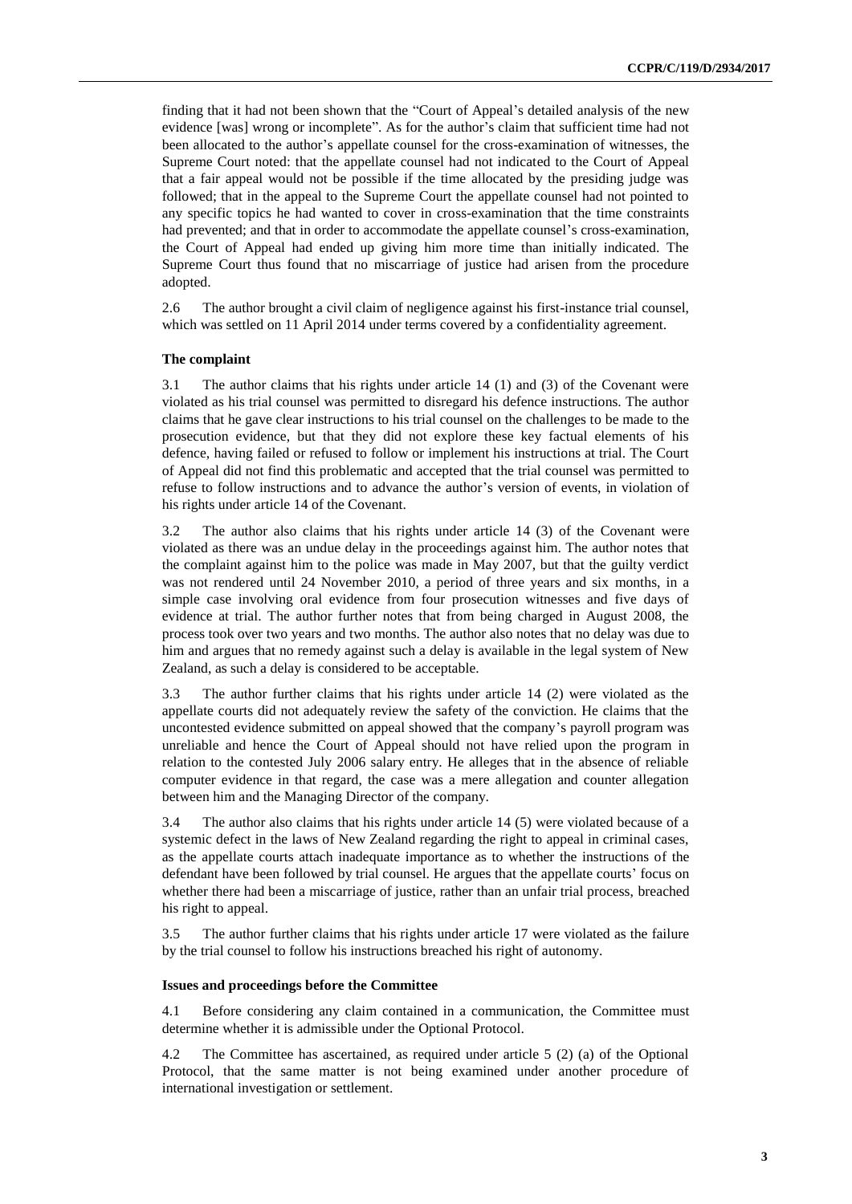finding that it had not been shown that the "Court of Appeal's detailed analysis of the new evidence [was] wrong or incomplete". As for the author's claim that sufficient time had not been allocated to the author's appellate counsel for the cross-examination of witnesses, the Supreme Court noted: that the appellate counsel had not indicated to the Court of Appeal that a fair appeal would not be possible if the time allocated by the presiding judge was followed; that in the appeal to the Supreme Court the appellate counsel had not pointed to any specific topics he had wanted to cover in cross-examination that the time constraints had prevented; and that in order to accommodate the appellate counsel's cross-examination, the Court of Appeal had ended up giving him more time than initially indicated. The Supreme Court thus found that no miscarriage of justice had arisen from the procedure adopted.

2.6 The author brought a civil claim of negligence against his first-instance trial counsel, which was settled on 11 April 2014 under terms covered by a confidentiality agreement.

### The complaint

3.1 The author claims that his rights under article 14 (1) and (3) of the Covenant were violated as his trial counsel was permitted to disregard his defence instructions. The author claims that he gave clear instructions to his trial counsel on the challenges to be made to the prosecution evidence, but that they did not explore these key factual elements of his defence, having failed or refused to follow or implement his instructions at trial. The Court of Appeal did not find this problematic and accepted that the trial counsel was permitted to refuse to follow instructions and to advance the author's version of events, in violation of his rights under article 14 of the Covenant.

3.2 The author also claims that his rights under article 14 (3) of the Covenant were violated as there was an undue delay in the proceedings against him. The author notes that the complaint against him to the police was made in May 2007, but that the guilty verdict was not rendered until 24 November 2010, a period of three years and six months, in a simple case involving oral evidence from four prosecution witnesses and five days of evidence at trial. The author further notes that from being charged in August 2008, the process took over two years and two months. The author also notes that no delay was due to him and argues that no remedy against such a delay is available in the legal system of New Zealand, as such a delay is considered to be acceptable.

3.3 The author further claims that his rights under article 14 (2) were violated as the appellate courts did not adequately review the safety of the conviction. He claims that the uncontested evidence submitted on appeal showed that the company's payroll program was unreliable and hence the Court of Appeal should not have relied upon the program in relation to the contested July 2006 salary entry. He alleges that in the absence of reliable computer evidence in that regard, the case was a mere allegation and counter allegation between him and the Managing Director of the company.

3.4 The author also claims that his rights under article 14 (5) were violated because of a systemic defect in the laws of New Zealand regarding the right to appeal in criminal cases, as the appellate courts attach inadequate importance as to whether the instructions of the defendant have been followed by trial counsel. He argues that the appellate courts' focus on whether there had been a miscarriage of justice, rather than an unfair trial process, breached his right to appeal.

3.5 The author further claims that his rights under article 17 were violated as the failure by the trial counsel to follow his instructions breached his right of autonomy.

### Issues and proceedings before the Committee

4.1 Before considering any claim contained in a communication, the Committee must determine whether it is admissible under the Optional Protocol.

4.2 The Committee has ascertained, as required under article 5 (2) (a) of the Optional Protocol, that the same matter is not being examined under another procedure of international investigation or settlement.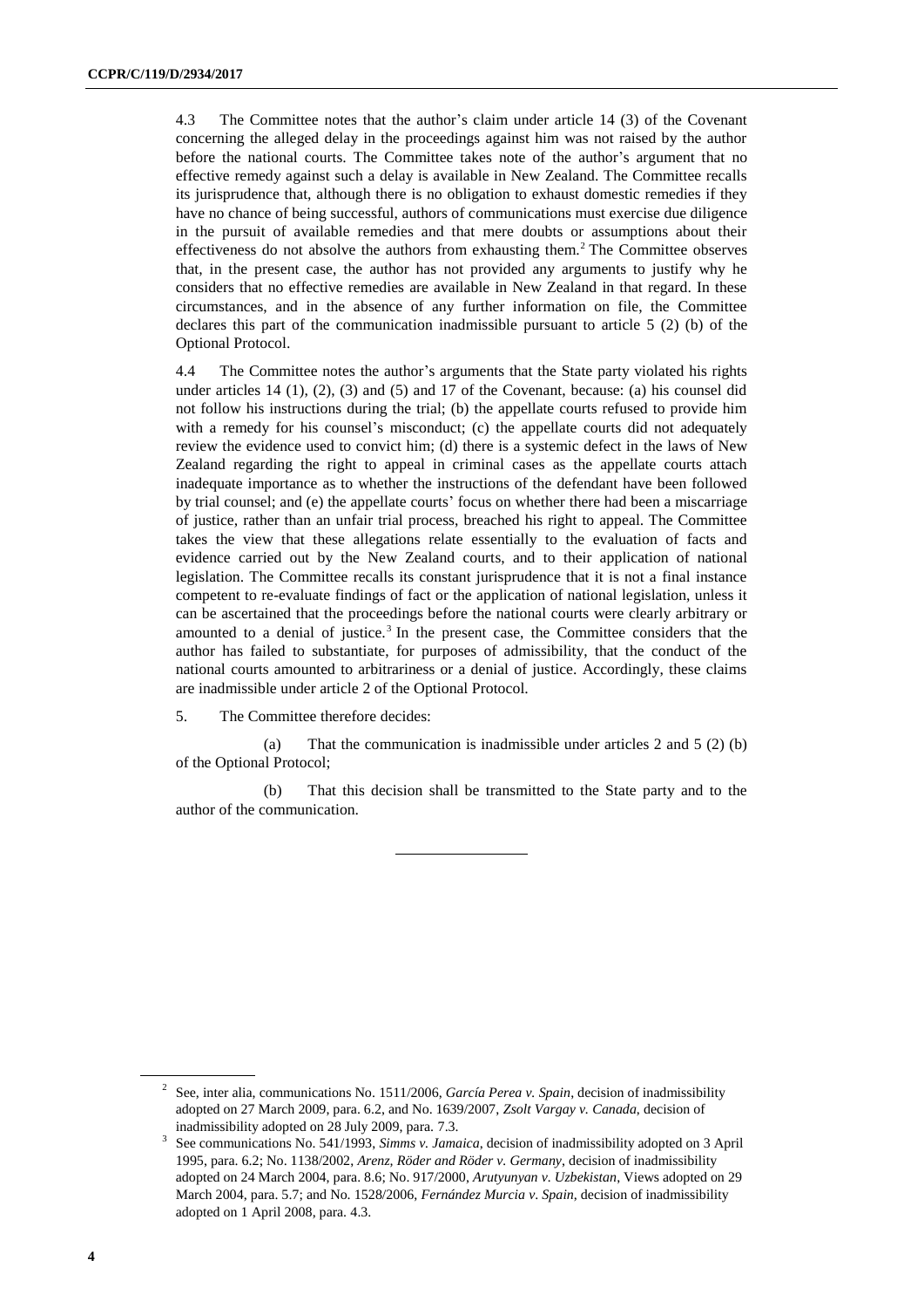4.3 The Committee notes that the author's claim under article 14 (3) of the Covenant concerning the alleged delay in the proceedings against him was not raised by the author before the national courts. The Committee takes note of the author's argument that no effective remedy against such a delay is available in New Zealand. The Committee recalls its jurisprudence that, although there is no obligation to exhaust domestic remedies if they have no chance of being successful, authors of communications must exercise due diligence in the pursuit of available remedies and that mere doubts or assumptions about their effectiveness do not absolve the authors from exhausting them.[2] The Committee observes that, in the present case, the author has not provided any arguments to justify why he considers that no effective remedies are available in New Zealand in that regard. In these circumstances, and in the absence of any further information on file, the Committee declares this part of the communication inadmissible pursuant to article 5 (2) (b) of the Optional Protocol.

4.4 The Committee notes the author's arguments that the State party violated his rights under articles 14 (1), (2), (3) and (5) and 17 of the Covenant, because: (a) his counsel did not follow his instructions during the trial; (b) the appellate courts refused to provide him with a remedy for his counsel's misconduct; (c) the appellate courts did not adequately review the evidence used to convict him; (d) there is a systemic defect in the laws of New Zealand regarding the right to appeal in criminal cases as the appellate courts attach inadequate importance as to whether the instructions of the defendant have been followed by trial counsel; and (e) the appellate courts' focus on whether there had been a miscarriage of justice, rather than an unfair trial process, breached his right to appeal. The Committee takes the view that these allegations relate essentially to the evaluation of facts and evidence carried out by the New Zealand courts, and to their application of national legislation. The Committee recalls its constant jurisprudence that it is not a final instance competent to re-evaluate findings of fact or the application of national legislation, unless it can be ascertained that the proceedings before the national courts were clearly arbitrary or amounted to a denial of justice.[3] In the present case, the Committee considers that the author has failed to substantiate, for purposes of admissibility, that the conduct of the national courts amounted to arbitrariness or a denial of justice. Accordingly, these claims are inadmissible under article 2 of the Optional Protocol.

5. The Committee therefore decides:

(a) That the communication is inadmissible under articles 2 and 5 (2) (b) of the Optional Protocol;

(b) That this decision shall be transmitted to the State party and to the author of the communication.

---

[2] See, inter alia, communications No. 1511/2006, *García Perea v. Spain*, decision of inadmissibility adopted on 27 March 2009, para. 6.2, and No. 1639/2007, *Zsolt Vargay v. Canada*, decision of inadmissibility adopted on 28 July 2009, para. 7.3.

[3] See communications No. 541/1993, *Simms v. Jamaica*, decision of inadmissibility adopted on 3 April 1995, para. 6.2; No. 1138/2002, *Arenz, Röder and Röder v. Germany*, decision of inadmissibility adopted on 24 March 2004, para. 8.6; No. 917/2000, *Arutyunyan v. Uzbekistan*, Views adopted on 29 March 2004, para. 5.7; and No. 1528/2006, *Fernández Murcia v. Spain*, decision of inadmissibility adopted on 1 April 2008, para. 4.3.